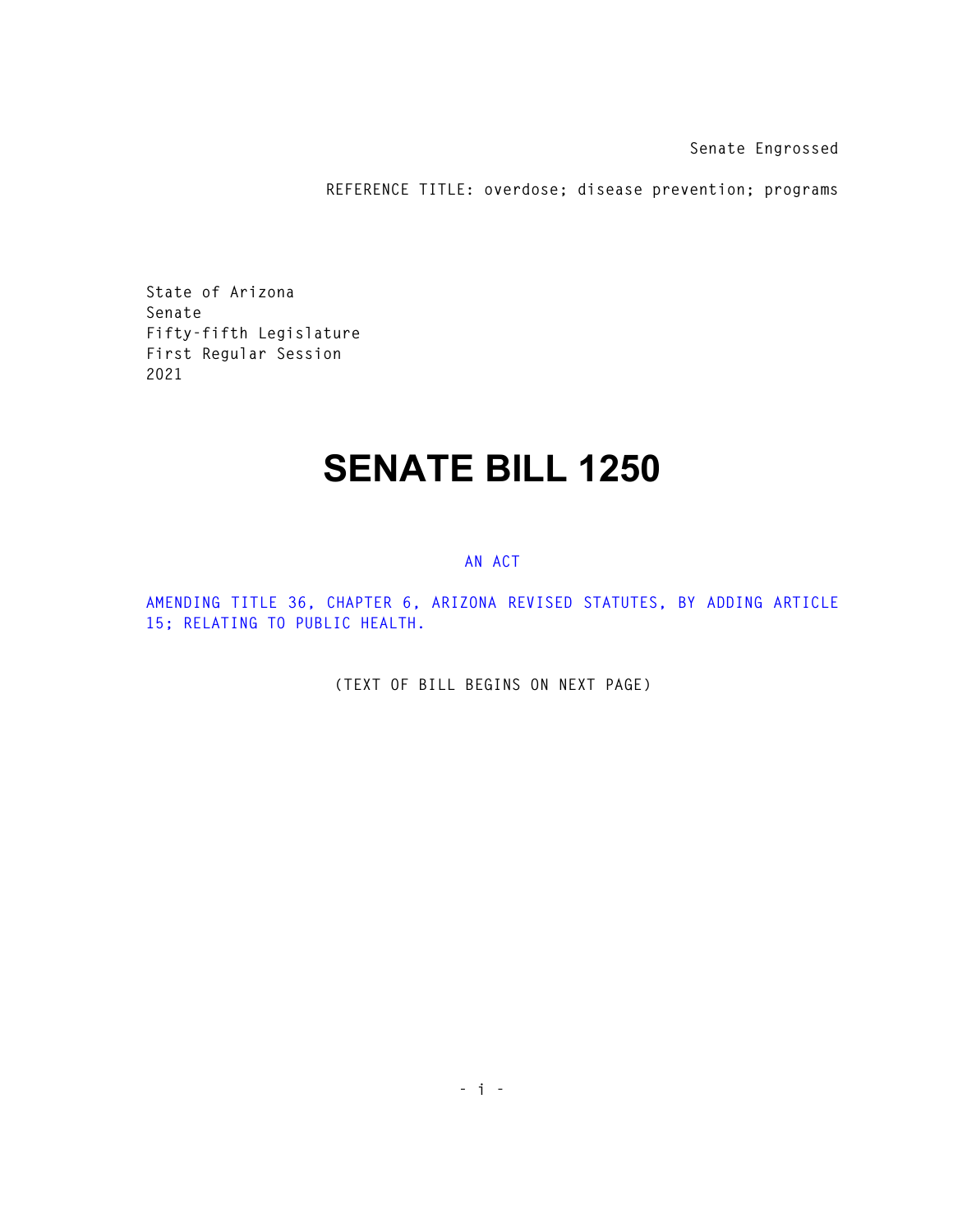Senate Engrossed

REFERENCE TITLE: overdose; disease prevention; programs

State of Arizona
Senate
Fifty-fifth Legislature
First Regular Session
2021

# SENATE BILL 1250

AN ACT

AMENDING TITLE 36, CHAPTER 6, ARIZONA REVISED STATUTES, BY ADDING ARTICLE 15; RELATING TO PUBLIC HEALTH.

(TEXT OF BILL BEGINS ON NEXT PAGE)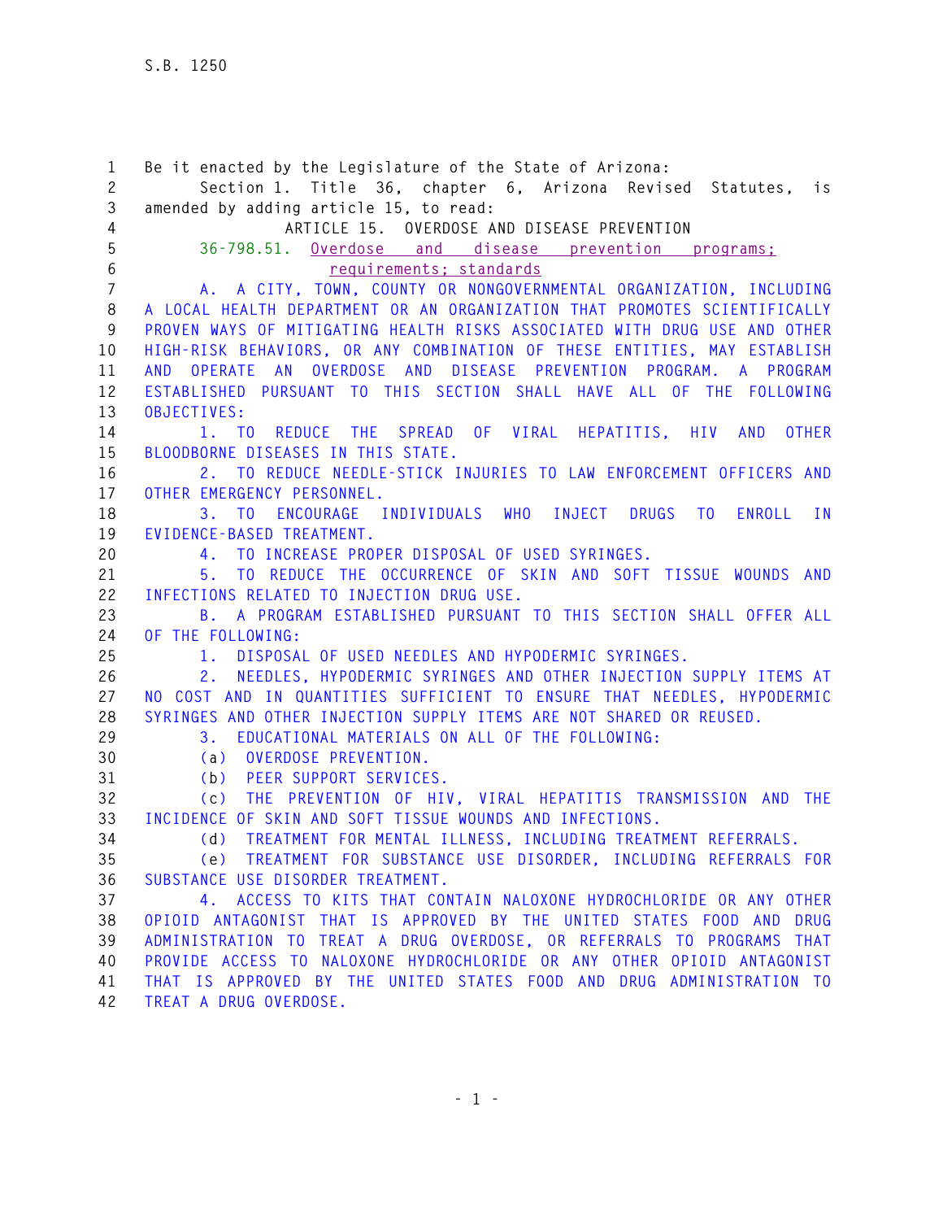Be it enacted by the Legislature of the State of Arizona:

Section 1. Title 36, chapter 6, Arizona Revised Statutes, is amended by adding article 15, to read:

ARTICLE 15. OVERDOSE AND DISEASE PREVENTION

36-798.51. Overdose and disease prevention programs; requirements; standards

A. A CITY, TOWN, COUNTY OR NONGOVERNMENTAL ORGANIZATION, INCLUDING A LOCAL HEALTH DEPARTMENT OR AN ORGANIZATION THAT PROMOTES SCIENTIFICALLY PROVEN WAYS OF MITIGATING HEALTH RISKS ASSOCIATED WITH DRUG USE AND OTHER HIGH-RISK BEHAVIORS, OR ANY COMBINATION OF THESE ENTITIES, MAY ESTABLISH AND OPERATE AN OVERDOSE AND DISEASE PREVENTION PROGRAM. A PROGRAM ESTABLISHED PURSUANT TO THIS SECTION SHALL HAVE ALL OF THE FOLLOWING OBJECTIVES:

1. TO REDUCE THE SPREAD OF VIRAL HEPATITIS, HIV AND OTHER BLOODBORNE DISEASES IN THIS STATE.

2. TO REDUCE NEEDLE-STICK INJURIES TO LAW ENFORCEMENT OFFICERS AND OTHER EMERGENCY PERSONNEL.

3. TO ENCOURAGE INDIVIDUALS WHO INJECT DRUGS TO ENROLL IN EVIDENCE-BASED TREATMENT.

4. TO INCREASE PROPER DISPOSAL OF USED SYRINGES.

5. TO REDUCE THE OCCURRENCE OF SKIN AND SOFT TISSUE WOUNDS AND INFECTIONS RELATED TO INJECTION DRUG USE.

B. A PROGRAM ESTABLISHED PURSUANT TO THIS SECTION SHALL OFFER ALL OF THE FOLLOWING:

1. DISPOSAL OF USED NEEDLES AND HYPODERMIC SYRINGES.

2. NEEDLES, HYPODERMIC SYRINGES AND OTHER INJECTION SUPPLY ITEMS AT NO COST AND IN QUANTITIES SUFFICIENT TO ENSURE THAT NEEDLES, HYPODERMIC SYRINGES AND OTHER INJECTION SUPPLY ITEMS ARE NOT SHARED OR REUSED.

3. EDUCATIONAL MATERIALS ON ALL OF THE FOLLOWING:

(a) OVERDOSE PREVENTION.

(b) PEER SUPPORT SERVICES.

(c) THE PREVENTION OF HIV, VIRAL HEPATITIS TRANSMISSION AND THE INCIDENCE OF SKIN AND SOFT TISSUE WOUNDS AND INFECTIONS.

(d) TREATMENT FOR MENTAL ILLNESS, INCLUDING TREATMENT REFERRALS.

(e) TREATMENT FOR SUBSTANCE USE DISORDER, INCLUDING REFERRALS FOR SUBSTANCE USE DISORDER TREATMENT.

4. ACCESS TO KITS THAT CONTAIN NALOXONE HYDROCHLORIDE OR ANY OTHER OPIOID ANTAGONIST THAT IS APPROVED BY THE UNITED STATES FOOD AND DRUG ADMINISTRATION TO TREAT A DRUG OVERDOSE, OR REFERRALS TO PROGRAMS THAT PROVIDE ACCESS TO NALOXONE HYDROCHLORIDE OR ANY OTHER OPIOID ANTAGONIST THAT IS APPROVED BY THE UNITED STATES FOOD AND DRUG ADMINISTRATION TO TREAT A DRUG OVERDOSE.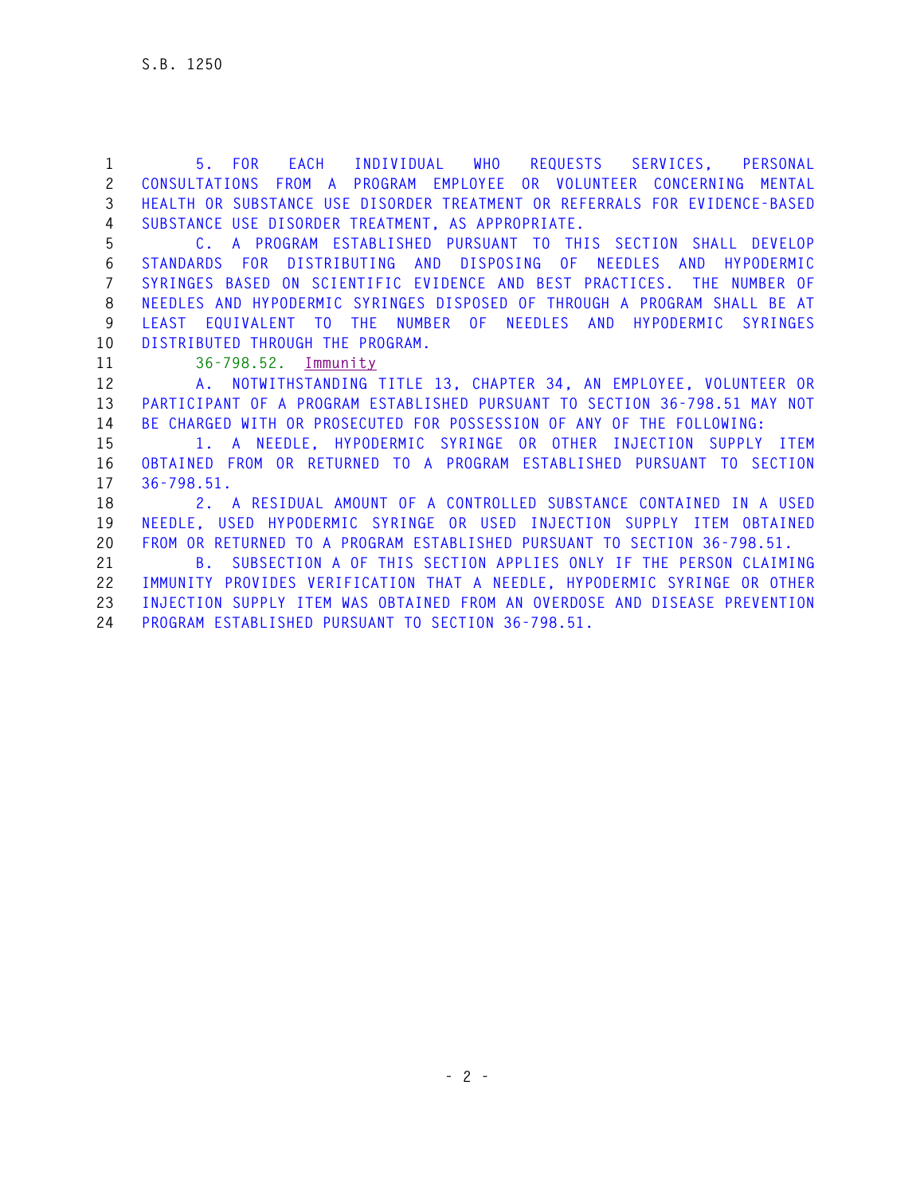5. FOR EACH INDIVIDUAL WHO REQUESTS SERVICES, PERSONAL CONSULTATIONS FROM A PROGRAM EMPLOYEE OR VOLUNTEER CONCERNING MENTAL HEALTH OR SUBSTANCE USE DISORDER TREATMENT OR REFERRALS FOR EVIDENCE-BASED SUBSTANCE USE DISORDER TREATMENT, AS APPROPRIATE.

C. A PROGRAM ESTABLISHED PURSUANT TO THIS SECTION SHALL DEVELOP STANDARDS FOR DISTRIBUTING AND DISPOSING OF NEEDLES AND HYPODERMIC SYRINGES BASED ON SCIENTIFIC EVIDENCE AND BEST PRACTICES. THE NUMBER OF NEEDLES AND HYPODERMIC SYRINGES DISPOSED OF THROUGH A PROGRAM SHALL BE AT LEAST EQUIVALENT TO THE NUMBER OF NEEDLES AND HYPODERMIC SYRINGES DISTRIBUTED THROUGH THE PROGRAM.

36-798.52. Immunity

A. NOTWITHSTANDING TITLE 13, CHAPTER 34, AN EMPLOYEE, VOLUNTEER OR PARTICIPANT OF A PROGRAM ESTABLISHED PURSUANT TO SECTION 36-798.51 MAY NOT BE CHARGED WITH OR PROSECUTED FOR POSSESSION OF ANY OF THE FOLLOWING:

1. A NEEDLE, HYPODERMIC SYRINGE OR OTHER INJECTION SUPPLY ITEM OBTAINED FROM OR RETURNED TO A PROGRAM ESTABLISHED PURSUANT TO SECTION 36-798.51.

2. A RESIDUAL AMOUNT OF A CONTROLLED SUBSTANCE CONTAINED IN A USED NEEDLE, USED HYPODERMIC SYRINGE OR USED INJECTION SUPPLY ITEM OBTAINED FROM OR RETURNED TO A PROGRAM ESTABLISHED PURSUANT TO SECTION 36-798.51.

B. SUBSECTION A OF THIS SECTION APPLIES ONLY IF THE PERSON CLAIMING IMMUNITY PROVIDES VERIFICATION THAT A NEEDLE, HYPODERMIC SYRINGE OR OTHER INJECTION SUPPLY ITEM WAS OBTAINED FROM AN OVERDOSE AND DISEASE PREVENTION PROGRAM ESTABLISHED PURSUANT TO SECTION 36-798.51.